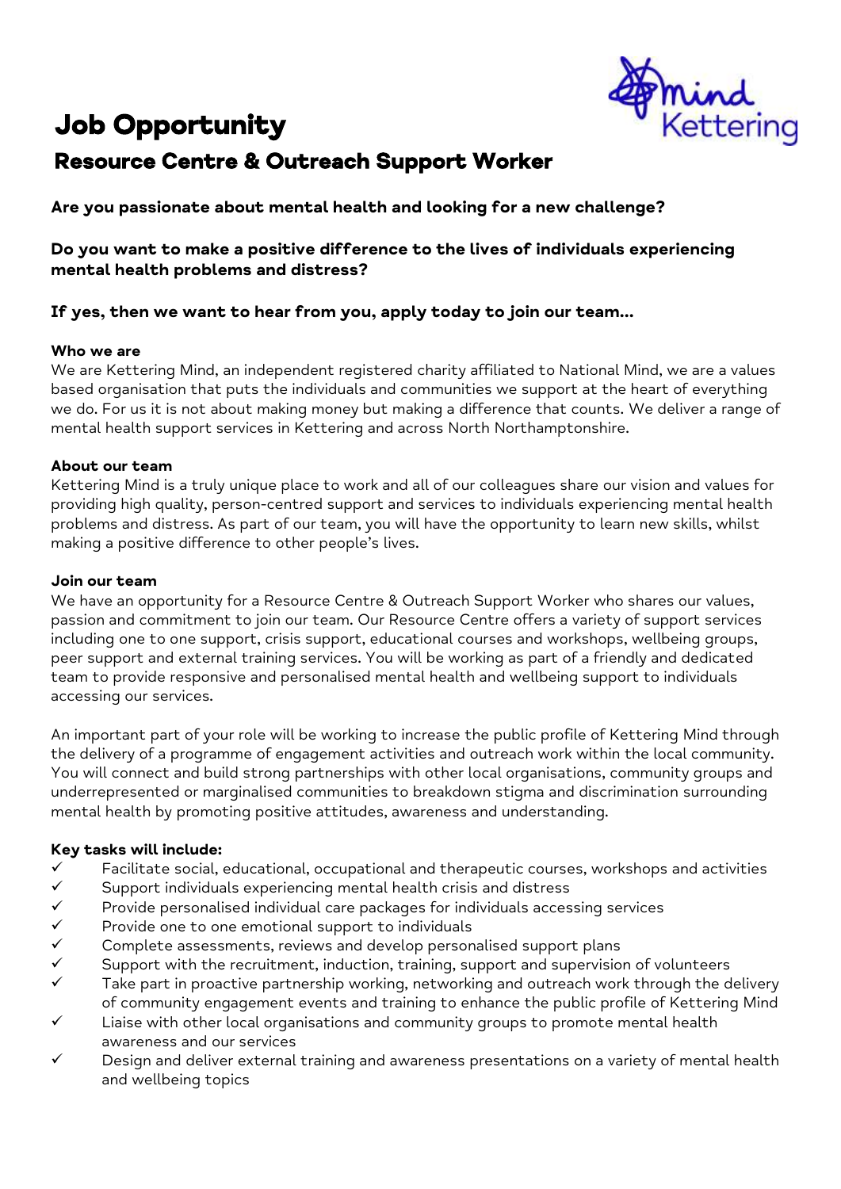# Job Opportunity

## Resource Centre & Outreach Support Worker

**Are you passionate about mental health and looking for a new challenge?**

**Do you want to make a positive difference to the lives of individuals experiencing mental health problems and distress?**

**If yes, then we want to hear from you, apply today to join our team…**

**Who we are**

We are Kettering Mind, an independent registered charity affiliated to National Mind, we are a values based organisation that puts the individuals and communities we support at the heart of everything we do. For us it is not about making money but making a difference that counts. We deliver a range of mental health support services in Kettering and across North Northamptonshire.

**About our team**

Kettering Mind is a truly unique place to work and all of our colleagues share our vision and values for providing high quality, person-centred support and services to individuals experiencing mental health problems and distress. As part of our team, you will have the opportunity to learn new skills, whilst making a positive difference to other people's lives.

**Join our team**

We have an opportunity for a Resource Centre & Outreach Support Worker who shares our values, passion and commitment to join our team. Our Resource Centre offers a variety of support services including one to one support, crisis support, educational courses and workshops, wellbeing groups, peer support and external training services. You will be working as part of a friendly and dedicated team to provide responsive and personalised mental health and wellbeing support to individuals accessing our services.

An important part of your role will be working to increase the public profile of Kettering Mind through the delivery of a programme of engagement activities and outreach work within the local community. You will connect and build strong partnerships with other local organisations, community groups and underrepresented or marginalised communities to breakdown stigma and discrimination surrounding mental health by promoting positive attitudes, awareness and understanding.

**Key tasks will include:**

- ✓ Facilitate social, educational, occupational and therapeutic courses, workshops and activities
- ✓ Support individuals experiencing mental health crisis and distress
- ✓ Provide personalised individual care packages for individuals accessing services
- ✓ Provide one to one emotional support to individuals
- ✓ Complete assessments, reviews and develop personalised support plans
- ✓ Support with the recruitment, induction, training, support and supervision of volunteers
- ✓ Take part in proactive partnership working, networking and outreach work through the delivery of community engagement events and training to enhance the public profile of Kettering Mind
- ✓ Liaise with other local organisations and community groups to promote mental health awareness and our services
- ✓ Design and deliver external training and awareness presentations on a variety of mental health and wellbeing topics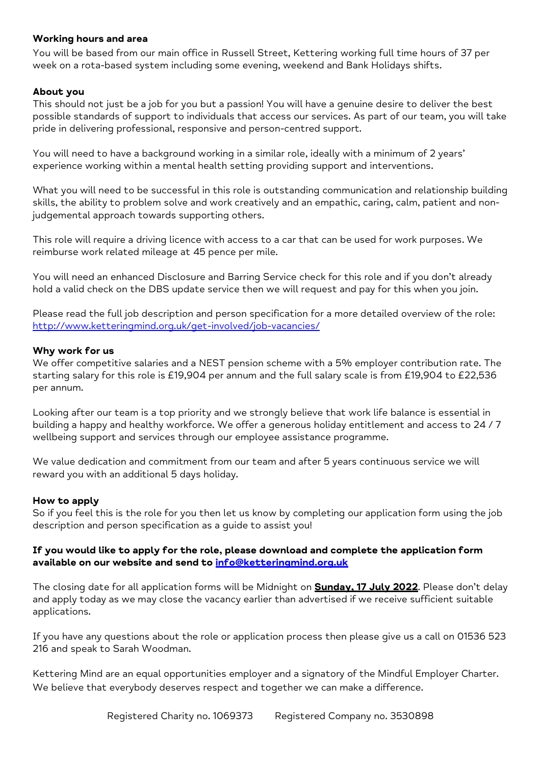**Working hours and area**

You will be based from our main office in Russell Street, Kettering working full time hours of 37 per week on a rota-based system including some evening, weekend and Bank Holidays shifts.

**About you**

This should not just be a job for you but a passion! You will have a genuine desire to deliver the best possible standards of support to individuals that access our services. As part of our team, you will take pride in delivering professional, responsive and person-centred support.

You will need to have a background working in a similar role, ideally with a minimum of 2 years' experience working within a mental health setting providing support and interventions.

What you will need to be successful in this role is outstanding communication and relationship building skills, the ability to problem solve and work creatively and an empathic, caring, calm, patient and non-judgemental approach towards supporting others.

This role will require a driving licence with access to a car that can be used for work purposes. We reimburse work related mileage at 45 pence per mile.

You will need an enhanced Disclosure and Barring Service check for this role and if you don't already hold a valid check on the DBS update service then we will request and pay for this when you join.

Please read the full job description and person specification for a more detailed overview of the role: http://www.ketteringmind.org.uk/get-involved/job-vacancies/

**Why work for us**

We offer competitive salaries and a NEST pension scheme with a 5% employer contribution rate. The starting salary for this role is £19,904 per annum and the full salary scale is from £19,904 to £22,536 per annum.

Looking after our team is a top priority and we strongly believe that work life balance is essential in building a happy and healthy workforce. We offer a generous holiday entitlement and access to 24 / 7 wellbeing support and services through our employee assistance programme.

We value dedication and commitment from our team and after 5 years continuous service we will reward you with an additional 5 days holiday.

**How to apply**

So if you feel this is the role for you then let us know by completing our application form using the job description and person specification as a guide to assist you!

**If you would like to apply for the role, please download and complete the application form available on our website and send to info@ketteringmind.org.uk**

The closing date for all application forms will be Midnight on **Sunday, 17 July 2022**. Please don't delay and apply today as we may close the vacancy earlier than advertised if we receive sufficient suitable applications.

If you have any questions about the role or application process then please give us a call on 01536 523 216 and speak to Sarah Woodman.

Kettering Mind are an equal opportunities employer and a signatory of the Mindful Employer Charter. We believe that everybody deserves respect and together we can make a difference.

Registered Charity no. 1069373 Registered Company no. 3530898